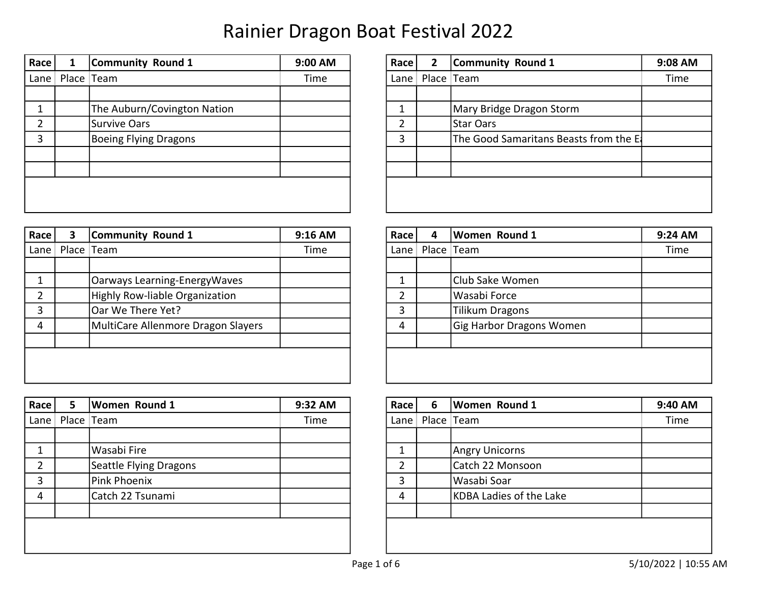# Rainier Dragon Boat Festival 2022

| Race | 1 | Community Round 1 | 9:00 AM |
|---|---|---|---|
| Lane | Place | Team | Time |
| 1 | | The Auburn/Covington Nation | |
| 2 | | Survive Oars | |
| 3 | | Boeing Flying Dragons | |

| Race | 2 | Community Round 1 | 9:08 AM |
|---|---|---|---|
| Lane | Place | Team | Time |
| 1 | | Mary Bridge Dragon Storm | |
| 2 | | Star Oars | |
| 3 | | The Good Samaritans Beasts from the E | |

| Race | 3 | Community Round 1 | 9:16 AM |
|---|---|---|---|
| Lane | Place | Team | Time |
| 1 | | Oarways Learning-EnergyWaves | |
| 2 | | Highly Row-liable Organization | |
| 3 | | Oar We There Yet? | |
| 4 | | MultiCare Allenmore Dragon Slayers | |

| Race | 4 | Women Round 1 | 9:24 AM |
|---|---|---|---|
| Lane | Place | Team | Time |
| 1 | | Club Sake Women | |
| 2 | | Wasabi Force | |
| 3 | | Tilikum Dragons | |
| 4 | | Gig Harbor Dragons Women | |

| Race | 5 | Women Round 1 | 9:32 AM |
|---|---|---|---|
| Lane | Place | Team | Time |
| 1 | | Wasabi Fire | |
| 2 | | Seattle Flying Dragons | |
| 3 | | Pink Phoenix | |
| 4 | | Catch 22 Tsunami | |

| Race | 6 | Women Round 1 | 9:40 AM |
|---|---|---|---|
| Lane | Place | Team | Time |
| 1 | | Angry Unicorns | |
| 2 | | Catch 22 Monsoon | |
| 3 | | Wasabi Soar | |
| 4 | | KDBA Ladies of the Lake | |

5/10/2022 | 10:55 AM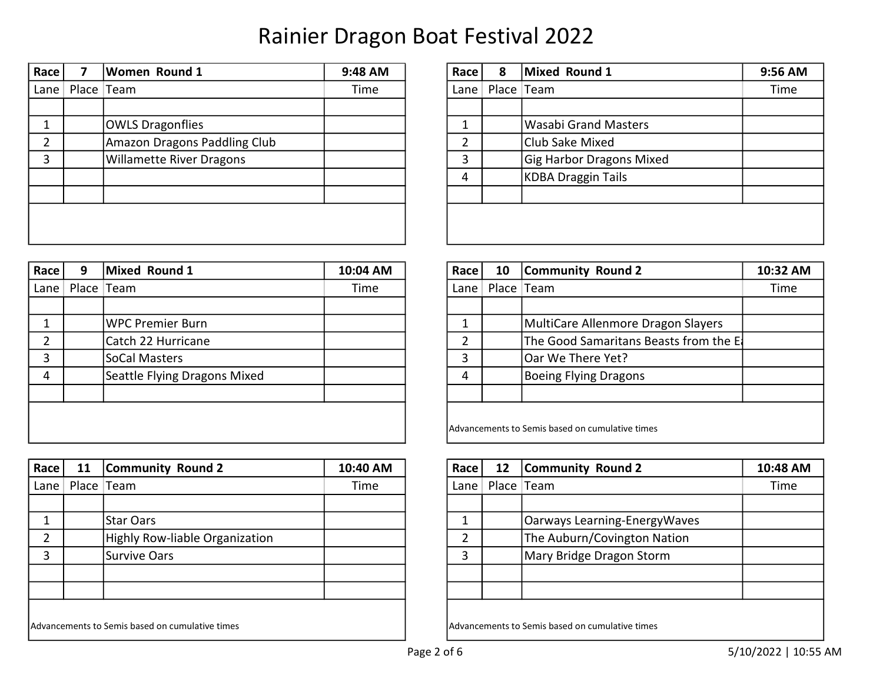# Rainier Dragon Boat Festival 2022

| Race | 7 | Women Round 1 | 9:48 AM |
|---|---|---|---|
| Lane | Place | Team | Time |
| 1 | | OWLS Dragonflies | |
| 2 | | Amazon Dragons Paddling Club | |
| 3 | | Willamette River Dragons | |

| Race | 8 | Mixed Round 1 | 9:56 AM |
|---|---|---|---|
| Lane | Place | Team | Time |
| 1 | | Wasabi Grand Masters | |
| 2 | | Club Sake Mixed | |
| 3 | | Gig Harbor Dragons Mixed | |
| 4 | | KDBA Draggin Tails | |

| Race | 9 | Mixed Round 1 | 10:04 AM |
|---|---|---|---|
| Lane | Place | Team | Time |
| 1 | | WPC Premier Burn | |
| 2 | | Catch 22 Hurricane | |
| 3 | | SoCal Masters | |
| 4 | | Seattle Flying Dragons Mixed | |

| Race | 10 | Community Round 2 | 10:32 AM |
|---|---|---|---|
| Lane | Place | Team | Time |
| 1 | | MultiCare Allenmore Dragon Slayers | |
| 2 | | The Good Samaritans Beasts from the E | |
| 3 | | Oar We There Yet? | |
| 4 | | Boeing Flying Dragons | |

Advancements to Semis based on cumulative times

| Race | 11 | Community Round 2 | 10:40 AM |
|---|---|---|---|
| Lane | Place | Team | Time |
| 1 | | Star Oars | |
| 2 | | Highly Row-liable Organization | |
| 3 | | Survive Oars | |

Advancements to Semis based on cumulative times

| Race | 12 | Community Round 2 | 10:48 AM |
|---|---|---|---|
| Lane | Place | Team | Time |
| 1 | | Oarways Learning-EnergyWaves | |
| 2 | | The Auburn/Covington Nation | |
| 3 | | Mary Bridge Dragon Storm | |

Advancements to Semis based on cumulative times

5/10/2022 | 10:55 AM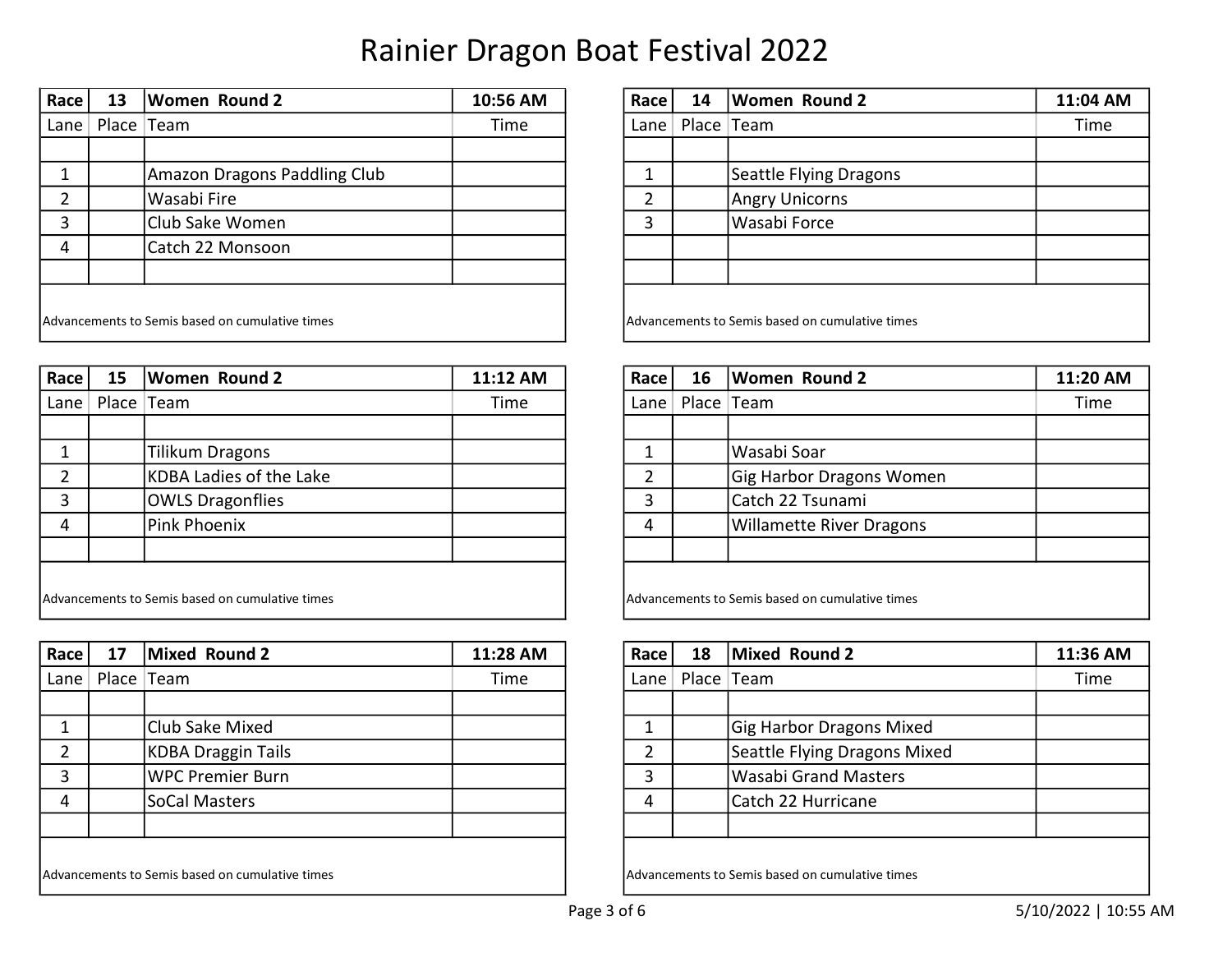# Rainier Dragon Boat Festival 2022

| Race | 13 | Women Round 2 | 10:56 AM |
|---|---|---|---|
| Lane | Place | Team | Time |
| | | | |
| 1 | | Amazon Dragons Paddling Club | |
| 2 | | Wasabi Fire | |
| 3 | | Club Sake Women | |
| 4 | | Catch 22 Monsoon | |
| | | | |

Advancements to Semis based on cumulative times

| Race | 14 | Women Round 2 | 11:04 AM |
|---|---|---|---|
| Lane | Place | Team | Time |
| | | | |
| 1 | | Seattle Flying Dragons | |
| 2 | | Angry Unicorns | |
| 3 | | Wasabi Force | |
| | | | |
| | | | |

Advancements to Semis based on cumulative times

| Race | 15 | Women Round 2 | 11:12 AM |
|---|---|---|---|
| Lane | Place | Team | Time |
| | | | |
| 1 | | Tilikum Dragons | |
| 2 | | KDBA Ladies of the Lake | |
| 3 | | OWLS Dragonflies | |
| 4 | | Pink Phoenix | |
| | | | |

Advancements to Semis based on cumulative times

| Race | 16 | Women Round 2 | 11:20 AM |
|---|---|---|---|
| Lane | Place | Team | Time |
| | | | |
| 1 | | Wasabi Soar | |
| 2 | | Gig Harbor Dragons Women | |
| 3 | | Catch 22 Tsunami | |
| 4 | | Willamette River Dragons | |
| | | | |

Advancements to Semis based on cumulative times

| Race | 17 | Mixed Round 2 | 11:28 AM |
|---|---|---|---|
| Lane | Place | Team | Time |
| | | | |
| 1 | | Club Sake Mixed | |
| 2 | | KDBA Draggin Tails | |
| 3 | | WPC Premier Burn | |
| 4 | | SoCal Masters | |
| | | | |

Advancements to Semis based on cumulative times

| Race | 18 | Mixed Round 2 | 11:36 AM |
|---|---|---|---|
| Lane | Place | Team | Time |
| | | | |
| 1 | | Gig Harbor Dragons Mixed | |
| 2 | | Seattle Flying Dragons Mixed | |
| 3 | | Wasabi Grand Masters | |
| 4 | | Catch 22 Hurricane | |
| | | | |

Advancements to Semis based on cumulative times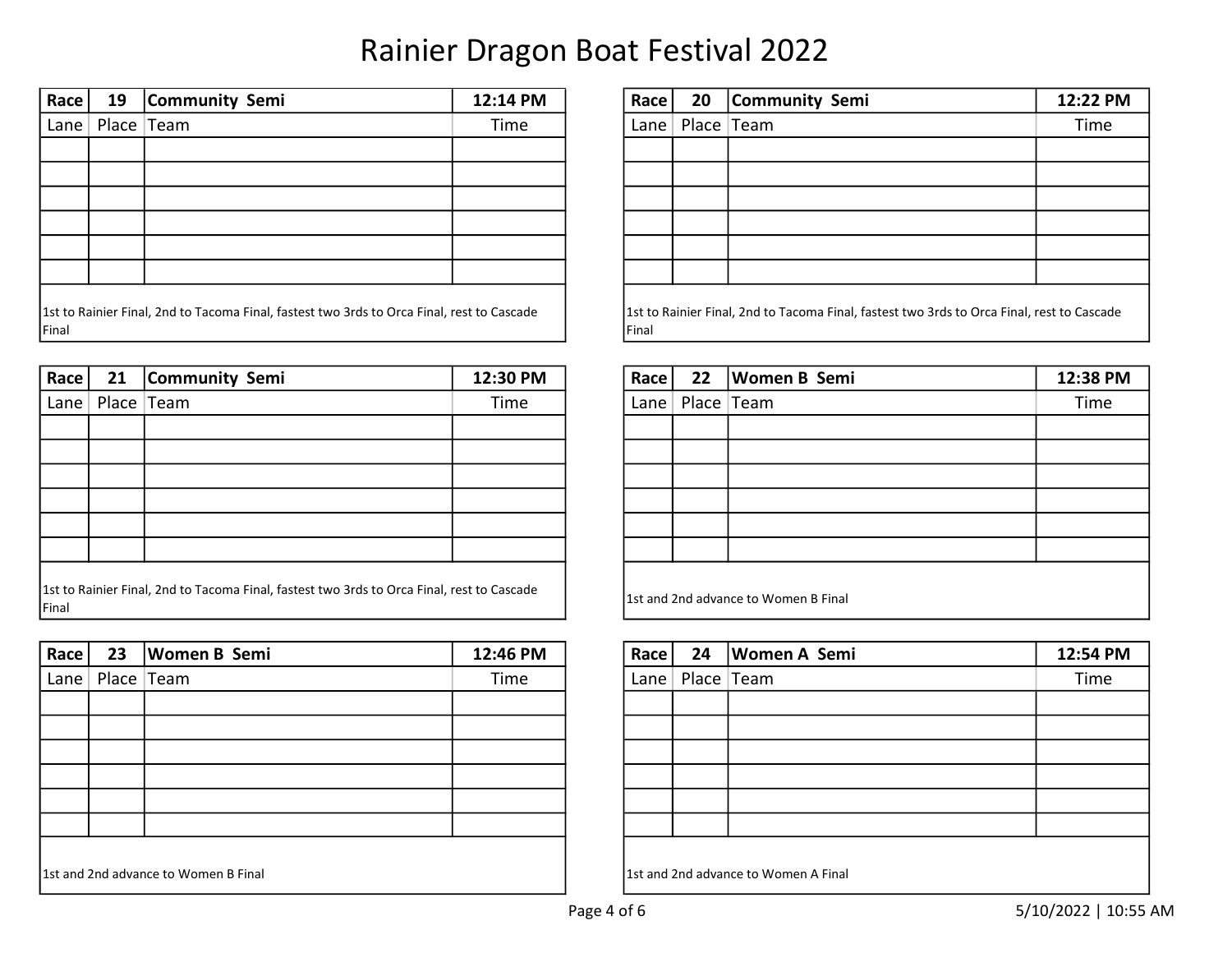# Rainier Dragon Boat Festival 2022

| Race | 19 | Community Semi | 12:14 PM |
|---|---|---|---|
| Lane | Place | Team | Time |
| | | | |
| | | | |
| | | | |
| | | | |
| | | | |
| | | | |

1st to Rainier Final, 2nd to Tacoma Final, fastest two 3rds to Orca Final, rest to Cascade Final

| Race | 20 | Community Semi | 12:22 PM |
|---|---|---|---|
| Lane | Place | Team | Time |
| | | | |
| | | | |
| | | | |
| | | | |
| | | | |
| | | | |

1st to Rainier Final, 2nd to Tacoma Final, fastest two 3rds to Orca Final, rest to Cascade Final

| Race | 21 | Community Semi | 12:30 PM |
|---|---|---|---|
| Lane | Place | Team | Time |
| | | | |
| | | | |
| | | | |
| | | | |
| | | | |
| | | | |

1st to Rainier Final, 2nd to Tacoma Final, fastest two 3rds to Orca Final, rest to Cascade Final

| Race | 22 | Women B Semi | 12:38 PM |
|---|---|---|---|
| Lane | Place | Team | Time |
| | | | |
| | | | |
| | | | |
| | | | |
| | | | |
| | | | |

1st and 2nd advance to Women B Final

| Race | 23 | Women B Semi | 12:46 PM |
|---|---|---|---|
| Lane | Place | Team | Time |
| | | | |
| | | | |
| | | | |
| | | | |
| | | | |
| | | | |

1st and 2nd advance to Women B Final

| Race | 24 | Women A Semi | 12:54 PM |
|---|---|---|---|
| Lane | Place | Team | Time |
| | | | |
| | | | |
| | | | |
| | | | |
| | | | |
| | | | |

1st and 2nd advance to Women A Final

5/10/2022 | 10:55 AM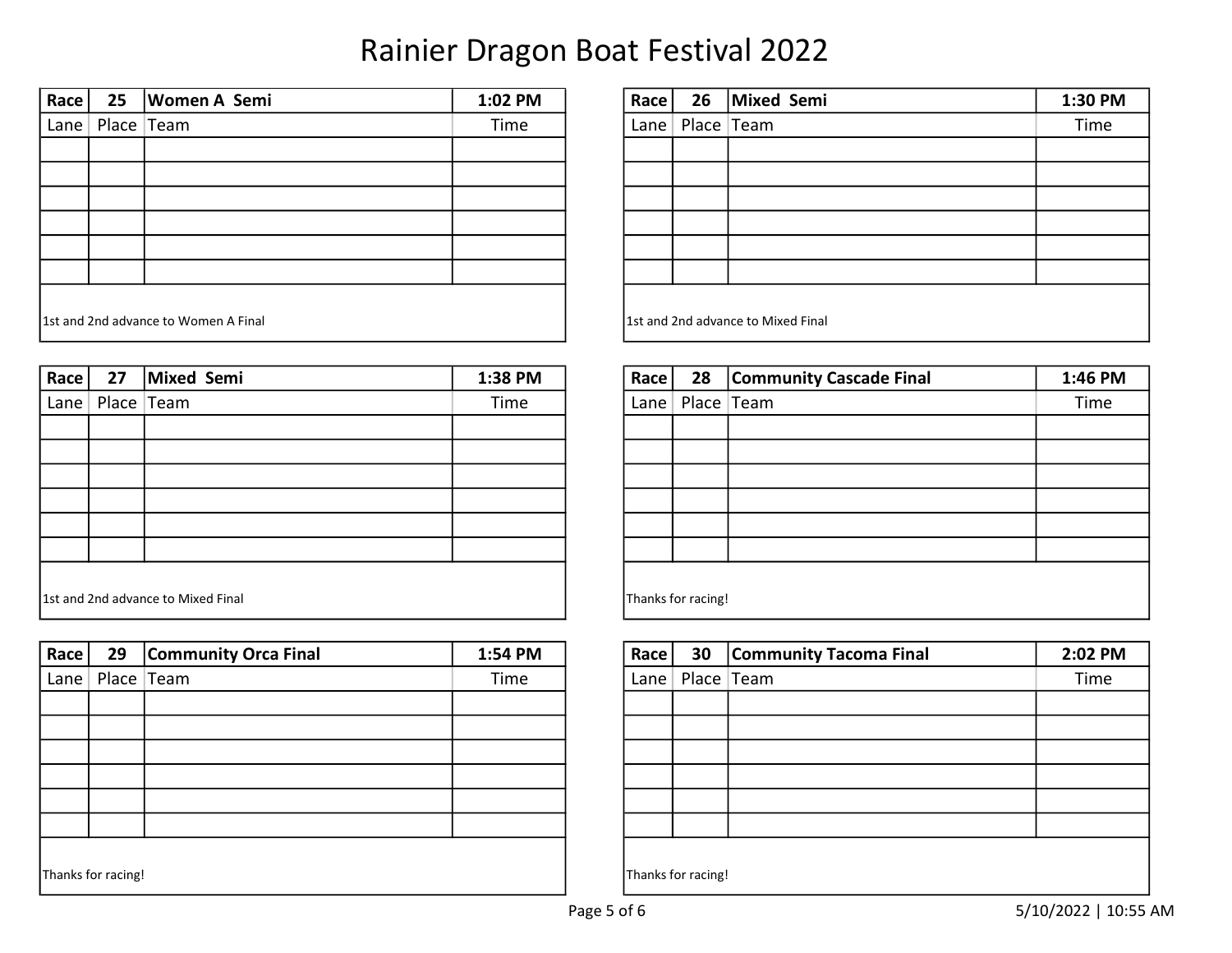# Rainier Dragon Boat Festival 2022

| Race | 25 | Women A Semi | 1:02 PM |
|---|---|---|---|
| Lane | Place | Team | Time |
| | | | |
| | | | |
| | | | |
| | | | |
| | | | |
| | | | |

1st and 2nd advance to Women A Final

| Race | 26 | Mixed Semi | 1:30 PM |
|---|---|---|---|
| Lane | Place | Team | Time |
| | | | |
| | | | |
| | | | |
| | | | |
| | | | |
| | | | |

1st and 2nd advance to Mixed Final

| Race | 27 | Mixed Semi | 1:38 PM |
|---|---|---|---|
| Lane | Place | Team | Time |
| | | | |
| | | | |
| | | | |
| | | | |
| | | | |
| | | | |

1st and 2nd advance to Mixed Final

| Race | 28 | Community Cascade Final | 1:46 PM |
|---|---|---|---|
| Lane | Place | Team | Time |
| | | | |
| | | | |
| | | | |
| | | | |
| | | | |
| | | | |

Thanks for racing!

| Race | 29 | Community Orca Final | 1:54 PM |
|---|---|---|---|
| Lane | Place | Team | Time |
| | | | |
| | | | |
| | | | |
| | | | |
| | | | |
| | | | |

Thanks for racing!

| Race | 30 | Community Tacoma Final | 2:02 PM |
|---|---|---|---|
| Lane | Place | Team | Time |
| | | | |
| | | | |
| | | | |
| | | | |
| | | | |
| | | | |

Thanks for racing!

5/10/2022 | 10:55 AM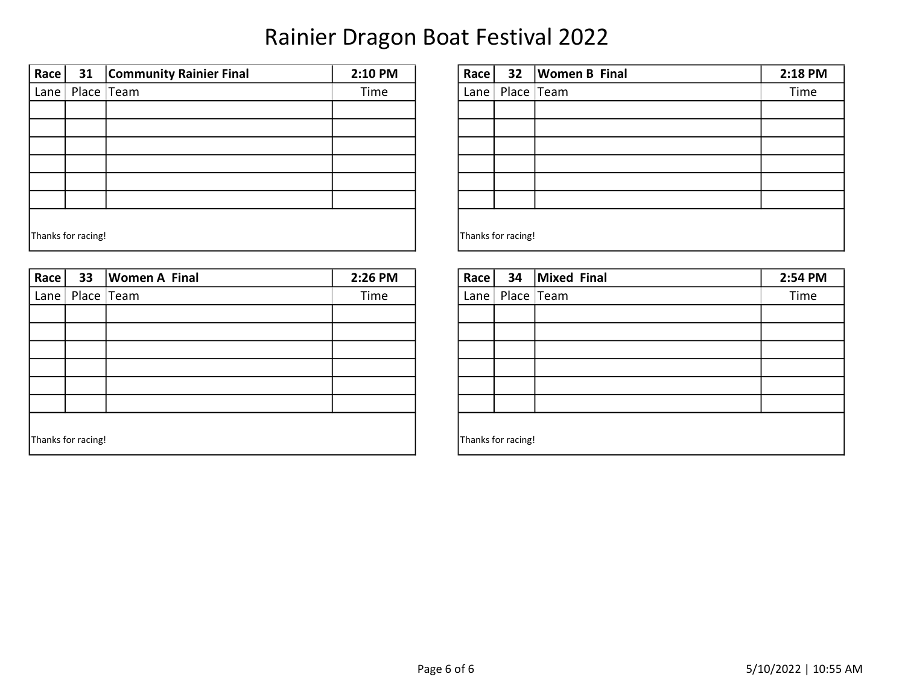# Rainier Dragon Boat Festival 2022

| Race | 31 | Community Rainier Final | 2:10 PM |
|---|---|---|---|
| Lane | Place | Team | Time |
| | | | |
| | | | |
| | | | |
| | | | |
| | | | |
| | | | |
| Thanks for racing! | | | |

| Race | 32 | Women B Final | 2:18 PM |
|---|---|---|---|
| Lane | Place | Team | Time |
| | | | |
| | | | |
| | | | |
| | | | |
| | | | |
| | | | |
| Thanks for racing! | | | |

| Race | 33 | Women A Final | 2:26 PM |
|---|---|---|---|
| Lane | Place | Team | Time |
| | | | |
| | | | |
| | | | |
| | | | |
| | | | |
| | | | |
| Thanks for racing! | | | |

| Race | 34 | Mixed Final | 2:54 PM |
|---|---|---|---|
| Lane | Place | Team | Time |
| | | | |
| | | | |
| | | | |
| | | | |
| | | | |
| | | | |
| Thanks for racing! | | | |

5/10/2022 | 10:55 AM